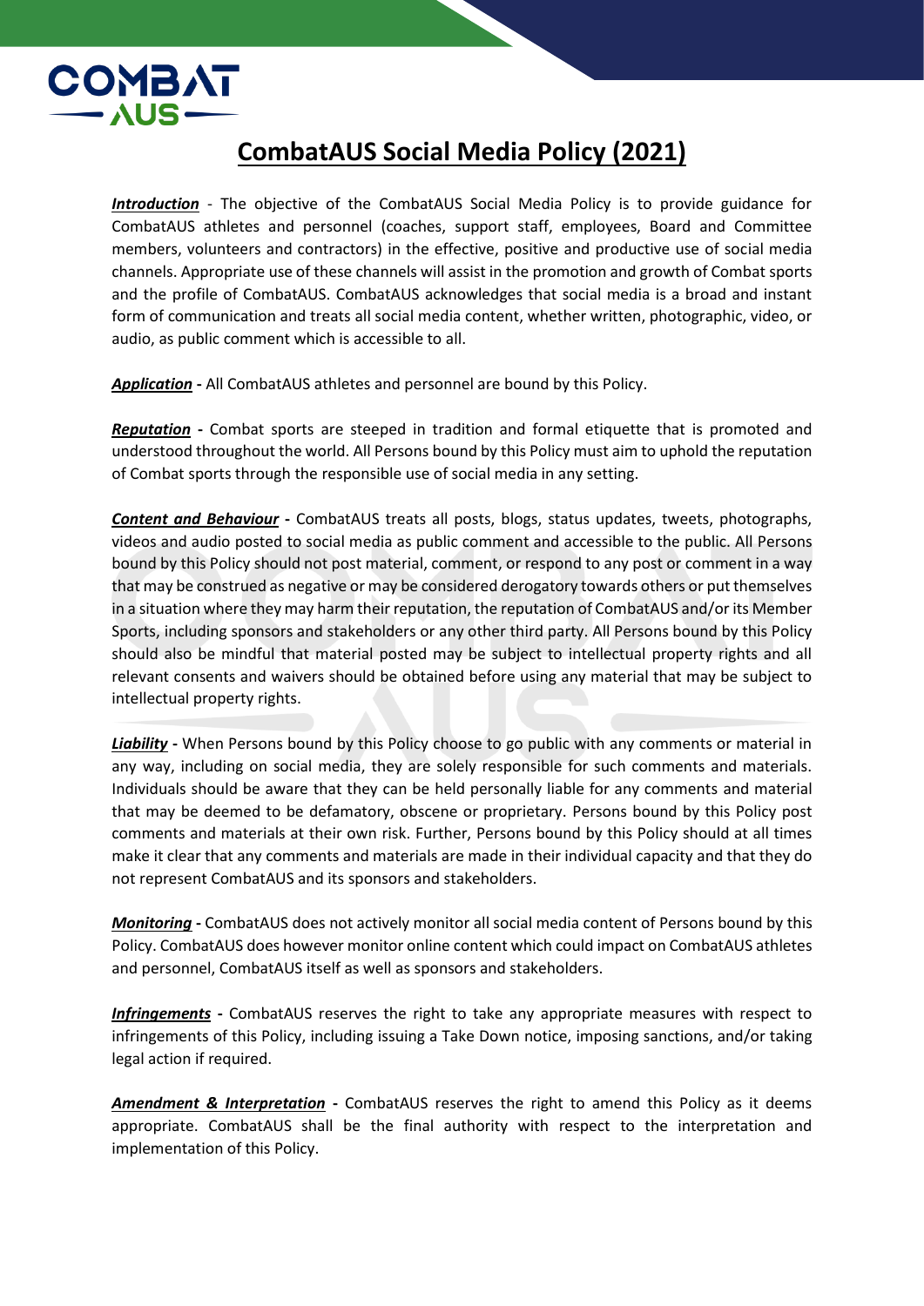# CombatAUS Social Media Policy (2021)

***Introduction*** - The objective of the CombatAUS Social Media Policy is to provide guidance for CombatAUS athletes and personnel (coaches, support staff, employees, Board and Committee members, volunteers and contractors) in the effective, positive and productive use of social media channels. Appropriate use of these channels will assist in the promotion and growth of Combat sports and the profile of CombatAUS. CombatAUS acknowledges that social media is a broad and instant form of communication and treats all social media content, whether written, photographic, video, or audio, as public comment which is accessible to all.

***Application*** **-** All CombatAUS athletes and personnel are bound by this Policy.

***Reputation*** **-** Combat sports are steeped in tradition and formal etiquette that is promoted and understood throughout the world. All Persons bound by this Policy must aim to uphold the reputation of Combat sports through the responsible use of social media in any setting.

***Content and Behaviour*** **-** CombatAUS treats all posts, blogs, status updates, tweets, photographs, videos and audio posted to social media as public comment and accessible to the public. All Persons bound by this Policy should not post material, comment, or respond to any post or comment in a way that may be construed as negative or may be considered derogatory towards others or put themselves in a situation where they may harm their reputation, the reputation of CombatAUS and/or its Member Sports, including sponsors and stakeholders or any other third party. All Persons bound by this Policy should also be mindful that material posted may be subject to intellectual property rights and all relevant consents and waivers should be obtained before using any material that may be subject to intellectual property rights.

***Liability*** **-** When Persons bound by this Policy choose to go public with any comments or material in any way, including on social media, they are solely responsible for such comments and materials. Individuals should be aware that they can be held personally liable for any comments and material that may be deemed to be defamatory, obscene or proprietary. Persons bound by this Policy post comments and materials at their own risk. Further, Persons bound by this Policy should at all times make it clear that any comments and materials are made in their individual capacity and that they do not represent CombatAUS and its sponsors and stakeholders.

***Monitoring*** **-** CombatAUS does not actively monitor all social media content of Persons bound by this Policy. CombatAUS does however monitor online content which could impact on CombatAUS athletes and personnel, CombatAUS itself as well as sponsors and stakeholders.

***Infringements*** **-** CombatAUS reserves the right to take any appropriate measures with respect to infringements of this Policy, including issuing a Take Down notice, imposing sanctions, and/or taking legal action if required.

***Amendment & Interpretation*** **-** CombatAUS reserves the right to amend this Policy as it deems appropriate. CombatAUS shall be the final authority with respect to the interpretation and implementation of this Policy.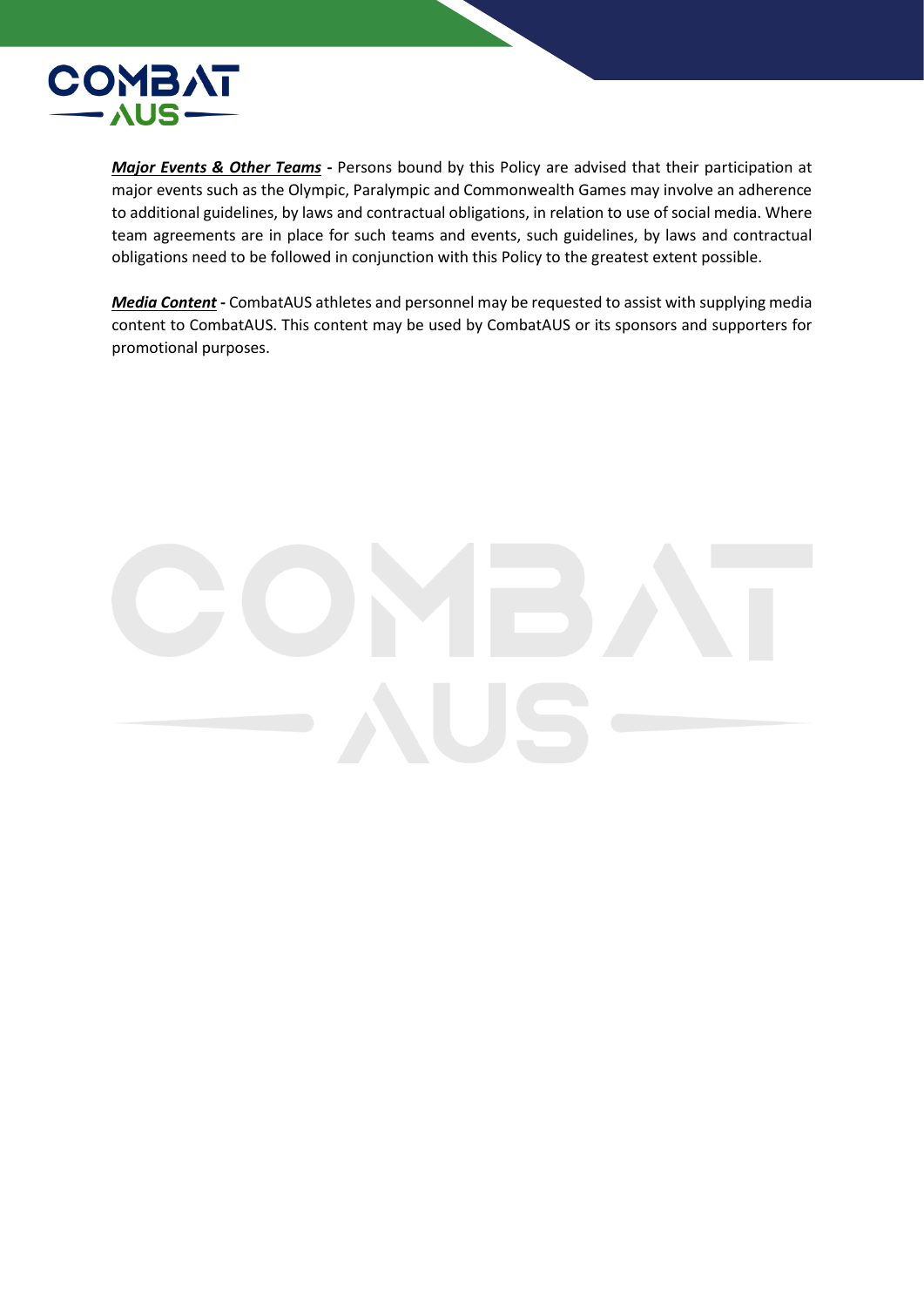***Major Events & Other Teams*** **-** Persons bound by this Policy are advised that their participation at major events such as the Olympic, Paralympic and Commonwealth Games may involve an adherence to additional guidelines, by laws and contractual obligations, in relation to use of social media. Where team agreements are in place for such teams and events, such guidelines, by laws and contractual obligations need to be followed in conjunction with this Policy to the greatest extent possible.

***Media Content*** **-** CombatAUS athletes and personnel may be requested to assist with supplying media content to CombatAUS. This content may be used by CombatAUS or its sponsors and supporters for promotional purposes.